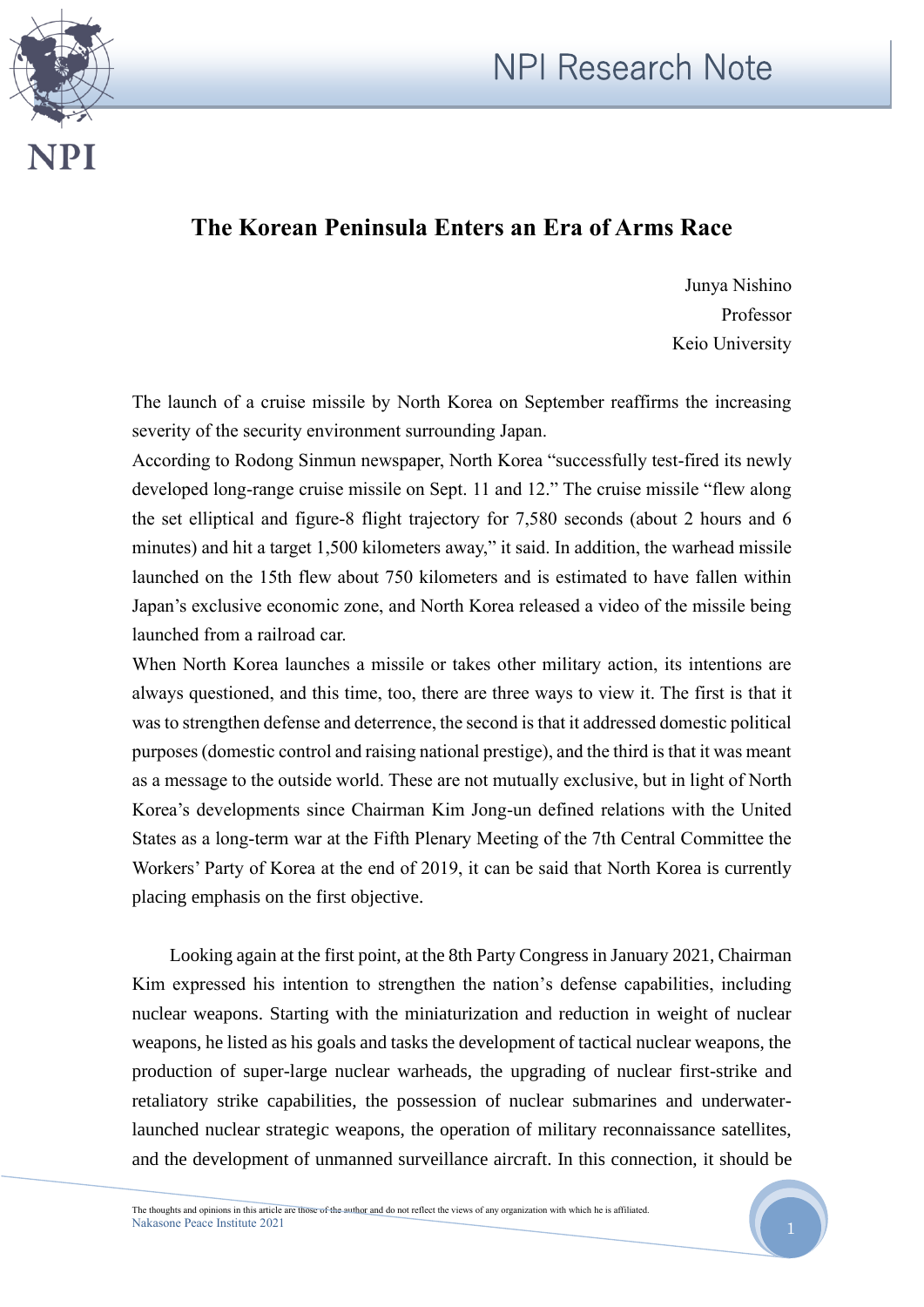# The Korean Peninsula Enters an Era of Arms Race

Junya Nishino
Professor
Keio University

The launch of a cruise missile by North Korea on September reaffirms the increasing severity of the security environment surrounding Japan.

According to Rodong Sinmun newspaper, North Korea "successfully test-fired its newly developed long-range cruise missile on Sept. 11 and 12." The cruise missile "flew along the set elliptical and figure-8 flight trajectory for 7,580 seconds (about 2 hours and 6 minutes) and hit a target 1,500 kilometers away," it said. In addition, the warhead missile launched on the 15th flew about 750 kilometers and is estimated to have fallen within Japan's exclusive economic zone, and North Korea released a video of the missile being launched from a railroad car.

When North Korea launches a missile or takes other military action, its intentions are always questioned, and this time, too, there are three ways to view it. The first is that it was to strengthen defense and deterrence, the second is that it addressed domestic political purposes (domestic control and raising national prestige), and the third is that it was meant as a message to the outside world. These are not mutually exclusive, but in light of North Korea's developments since Chairman Kim Jong-un defined relations with the United States as a long-term war at the Fifth Plenary Meeting of the 7th Central Committee the Workers' Party of Korea at the end of 2019, it can be said that North Korea is currently placing emphasis on the first objective.

Looking again at the first point, at the 8th Party Congress in January 2021, Chairman Kim expressed his intention to strengthen the nation's defense capabilities, including nuclear weapons. Starting with the miniaturization and reduction in weight of nuclear weapons, he listed as his goals and tasks the development of tactical nuclear weapons, the production of super-large nuclear warheads, the upgrading of nuclear first-strike and retaliatory strike capabilities, the possession of nuclear submarines and underwater-launched nuclear strategic weapons, the operation of military reconnaissance satellites, and the development of unmanned surveillance aircraft. In this connection, it should be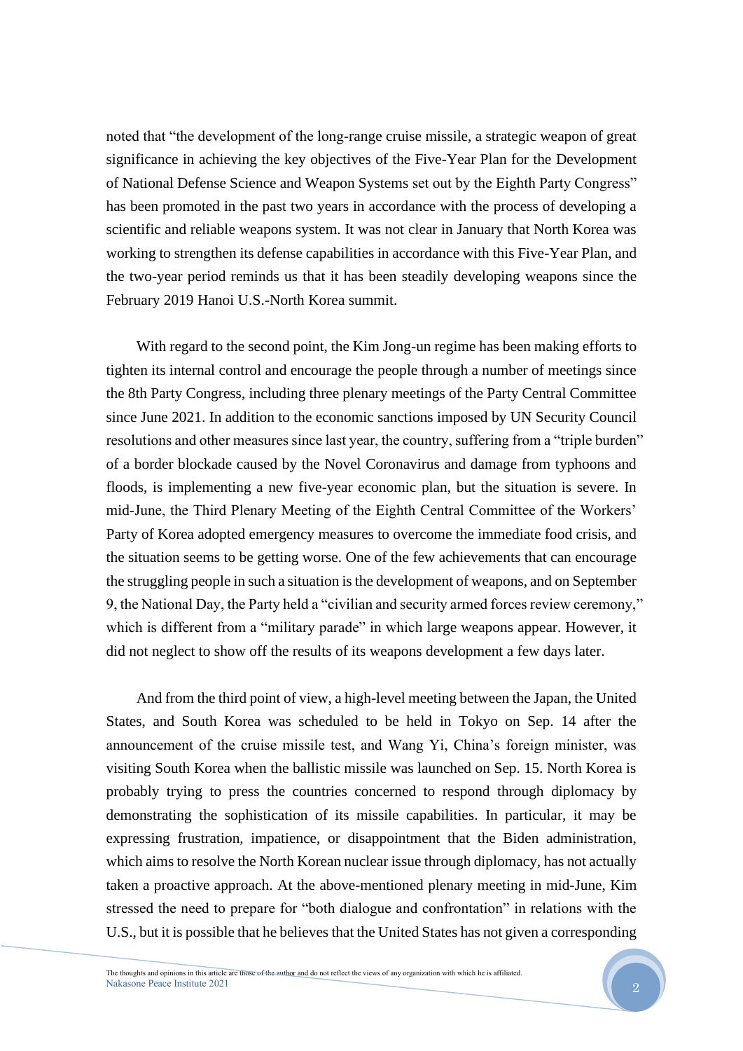noted that "the development of the long-range cruise missile, a strategic weapon of great significance in achieving the key objectives of the Five-Year Plan for the Development of National Defense Science and Weapon Systems set out by the Eighth Party Congress" has been promoted in the past two years in accordance with the process of developing a scientific and reliable weapons system. It was not clear in January that North Korea was working to strengthen its defense capabilities in accordance with this Five-Year Plan, and the two-year period reminds us that it has been steadily developing weapons since the February 2019 Hanoi U.S.-North Korea summit.

With regard to the second point, the Kim Jong-un regime has been making efforts to tighten its internal control and encourage the people through a number of meetings since the 8th Party Congress, including three plenary meetings of the Party Central Committee since June 2021. In addition to the economic sanctions imposed by UN Security Council resolutions and other measures since last year, the country, suffering from a "triple burden" of a border blockade caused by the Novel Coronavirus and damage from typhoons and floods, is implementing a new five-year economic plan, but the situation is severe. In mid-June, the Third Plenary Meeting of the Eighth Central Committee of the Workers' Party of Korea adopted emergency measures to overcome the immediate food crisis, and the situation seems to be getting worse. One of the few achievements that can encourage the struggling people in such a situation is the development of weapons, and on September 9, the National Day, the Party held a "civilian and security armed forces review ceremony," which is different from a "military parade" in which large weapons appear. However, it did not neglect to show off the results of its weapons development a few days later.

And from the third point of view, a high-level meeting between the Japan, the United States, and South Korea was scheduled to be held in Tokyo on Sep. 14 after the announcement of the cruise missile test, and Wang Yi, China's foreign minister, was visiting South Korea when the ballistic missile was launched on Sep. 15. North Korea is probably trying to press the countries concerned to respond through diplomacy by demonstrating the sophistication of its missile capabilities. In particular, it may be expressing frustration, impatience, or disappointment that the Biden administration, which aims to resolve the North Korean nuclear issue through diplomacy, has not actually taken a proactive approach. At the above-mentioned plenary meeting in mid-June, Kim stressed the need to prepare for "both dialogue and confrontation" in relations with the U.S., but it is possible that he believes that the United States has not given a corresponding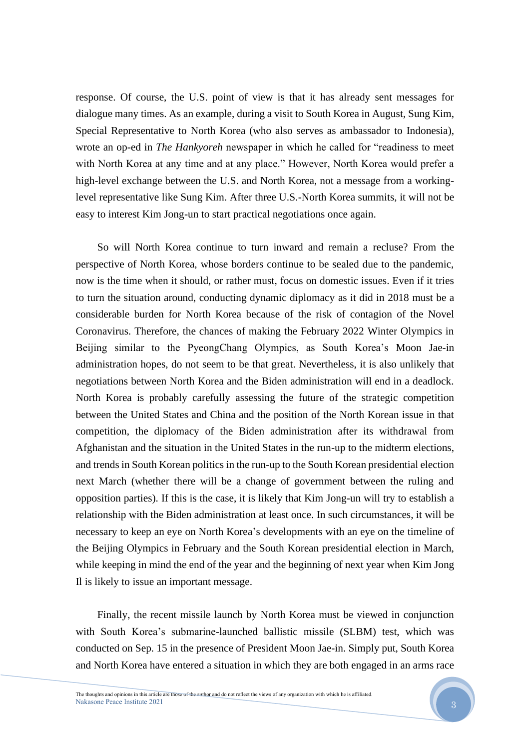response. Of course, the U.S. point of view is that it has already sent messages for dialogue many times. As an example, during a visit to South Korea in August, Sung Kim, Special Representative to North Korea (who also serves as ambassador to Indonesia), wrote an op-ed in *The Hankyoreh* newspaper in which he called for "readiness to meet with North Korea at any time and at any place." However, North Korea would prefer a high-level exchange between the U.S. and North Korea, not a message from a working-level representative like Sung Kim. After three U.S.-North Korea summits, it will not be easy to interest Kim Jong-un to start practical negotiations once again.

So will North Korea continue to turn inward and remain a recluse? From the perspective of North Korea, whose borders continue to be sealed due to the pandemic, now is the time when it should, or rather must, focus on domestic issues. Even if it tries to turn the situation around, conducting dynamic diplomacy as it did in 2018 must be a considerable burden for North Korea because of the risk of contagion of the Novel Coronavirus. Therefore, the chances of making the February 2022 Winter Olympics in Beijing similar to the PyeongChang Olympics, as South Korea's Moon Jae-in administration hopes, do not seem to be that great. Nevertheless, it is also unlikely that negotiations between North Korea and the Biden administration will end in a deadlock. North Korea is probably carefully assessing the future of the strategic competition between the United States and China and the position of the North Korean issue in that competition, the diplomacy of the Biden administration after its withdrawal from Afghanistan and the situation in the United States in the run-up to the midterm elections, and trends in South Korean politics in the run-up to the South Korean presidential election next March (whether there will be a change of government between the ruling and opposition parties). If this is the case, it is likely that Kim Jong-un will try to establish a relationship with the Biden administration at least once. In such circumstances, it will be necessary to keep an eye on North Korea's developments with an eye on the timeline of the Beijing Olympics in February and the South Korean presidential election in March, while keeping in mind the end of the year and the beginning of next year when Kim Jong Il is likely to issue an important message.

Finally, the recent missile launch by North Korea must be viewed in conjunction with South Korea's submarine-launched ballistic missile (SLBM) test, which was conducted on Sep. 15 in the presence of President Moon Jae-in. Simply put, South Korea and North Korea have entered a situation in which they are both engaged in an arms race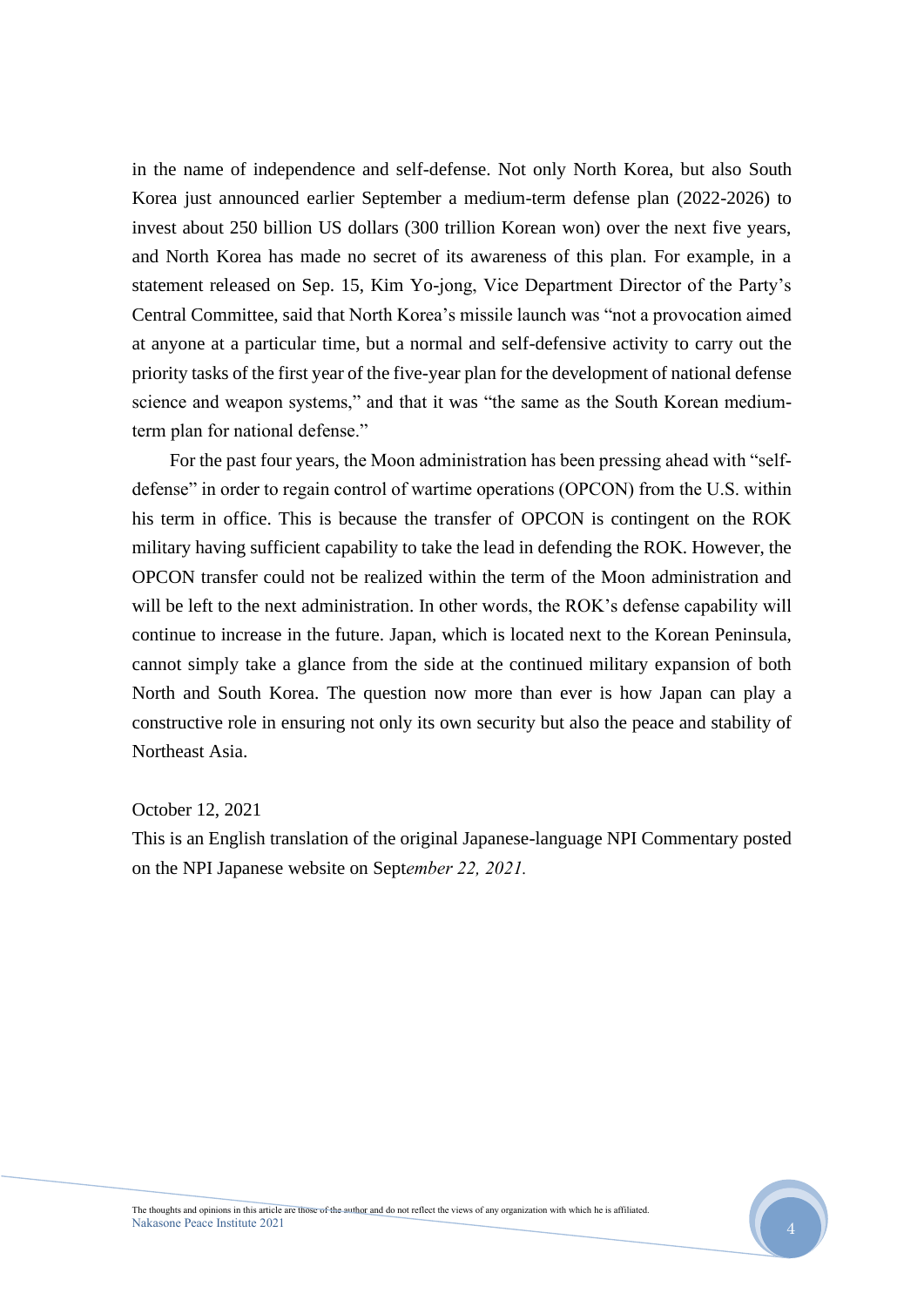in the name of independence and self-defense. Not only North Korea, but also South Korea just announced earlier September a medium-term defense plan (2022-2026) to invest about 250 billion US dollars (300 trillion Korean won) over the next five years, and North Korea has made no secret of its awareness of this plan. For example, in a statement released on Sep. 15, Kim Yo-jong, Vice Department Director of the Party's Central Committee, said that North Korea's missile launch was "not a provocation aimed at anyone at a particular time, but a normal and self-defensive activity to carry out the priority tasks of the first year of the five-year plan for the development of national defense science and weapon systems," and that it was "the same as the South Korean medium-term plan for national defense."

For the past four years, the Moon administration has been pressing ahead with "self-defense" in order to regain control of wartime operations (OPCON) from the U.S. within his term in office. This is because the transfer of OPCON is contingent on the ROK military having sufficient capability to take the lead in defending the ROK. However, the OPCON transfer could not be realized within the term of the Moon administration and will be left to the next administration. In other words, the ROK's defense capability will continue to increase in the future. Japan, which is located next to the Korean Peninsula, cannot simply take a glance from the side at the continued military expansion of both North and South Korea. The question now more than ever is how Japan can play a constructive role in ensuring not only its own security but also the peace and stability of Northeast Asia.

October 12, 2021
This is an English translation of the original Japanese-language NPI Commentary posted on the NPI Japanese website on Sept*ember 22, 2021.*

The thoughts and opinions in this article are those of the author and do not reflect the views of any organization with which he is affiliated.